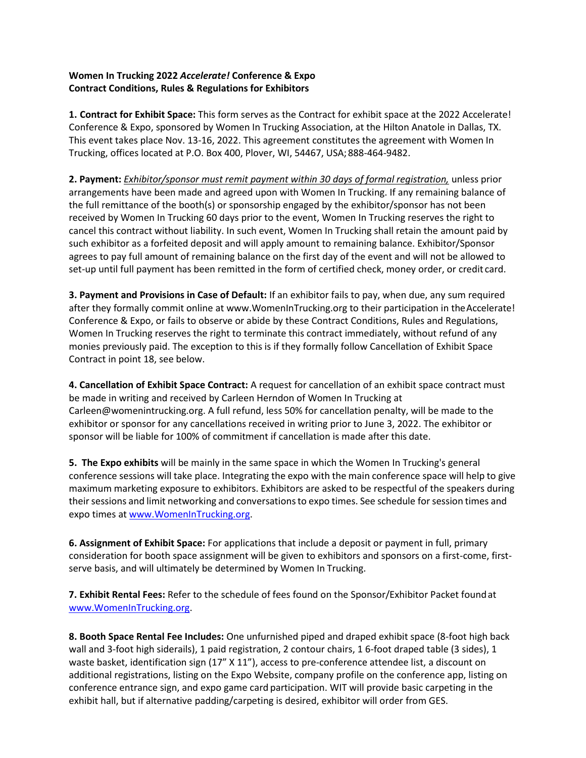**Women In Trucking 2022 *Accelerate!* Conference & Expo**
**Contract Conditions, Rules & Regulations for Exhibitors**

**1. Contract for Exhibit Space:** This form serves as the Contract for exhibit space at the 2022 Accelerate! Conference & Expo, sponsored by Women In Trucking Association, at the Hilton Anatole in Dallas, TX. This event takes place Nov. 13-16, 2022. This agreement constitutes the agreement with Women In Trucking, offices located at P.O. Box 400, Plover, WI, 54467, USA; 888-464-9482.

**2. Payment:** *Exhibitor/sponsor must remit payment within 30 days of formal registration,* unless prior arrangements have been made and agreed upon with Women In Trucking. If any remaining balance of the full remittance of the booth(s) or sponsorship engaged by the exhibitor/sponsor has not been received by Women In Trucking 60 days prior to the event, Women In Trucking reserves the right to cancel this contract without liability. In such event, Women In Trucking shall retain the amount paid by such exhibitor as a forfeited deposit and will apply amount to remaining balance. Exhibitor/Sponsor agrees to pay full amount of remaining balance on the first day of the event and will not be allowed to set-up until full payment has been remitted in the form of certified check, money order, or credit card.

**3. Payment and Provisions in Case of Default:** If an exhibitor fails to pay, when due, any sum required after they formally commit online at www.WomenInTrucking.org to their participation in the Accelerate! Conference & Expo, or fails to observe or abide by these Contract Conditions, Rules and Regulations, Women In Trucking reserves the right to terminate this contract immediately, without refund of any monies previously paid. The exception to this is if they formally follow Cancellation of Exhibit Space Contract in point 18, see below.

**4. Cancellation of Exhibit Space Contract:** A request for cancellation of an exhibit space contract must be made in writing and received by Carleen Herndon of Women In Trucking at Carleen@womenintrucking.org. A full refund, less 50% for cancellation penalty, will be made to the exhibitor or sponsor for any cancellations received in writing prior to June 3, 2022. The exhibitor or sponsor will be liable for 100% of commitment if cancellation is made after this date.

**5. The Expo exhibits** will be mainly in the same space in which the Women In Trucking's general conference sessions will take place. Integrating the expo with the main conference space will help to give maximum marketing exposure to exhibitors. Exhibitors are asked to be respectful of the speakers during their sessions and limit networking and conversations to expo times. See schedule for session times and expo times at www.WomenInTrucking.org.

**6. Assignment of Exhibit Space:** For applications that include a deposit or payment in full, primary consideration for booth space assignment will be given to exhibitors and sponsors on a first-come, first-serve basis, and will ultimately be determined by Women In Trucking.

**7. Exhibit Rental Fees:** Refer to the schedule of fees found on the Sponsor/Exhibitor Packet found at www.WomenInTrucking.org.

**8. Booth Space Rental Fee Includes:** One unfurnished piped and draped exhibit space (8-foot high back wall and 3-foot high siderails), 1 paid registration, 2 contour chairs, 1 6-foot draped table (3 sides), 1 waste basket, identification sign (17" X 11"), access to pre-conference attendee list, a discount on additional registrations, listing on the Expo Website, company profile on the conference app, listing on conference entrance sign, and expo game card participation. WIT will provide basic carpeting in the exhibit hall, but if alternative padding/carpeting is desired, exhibitor will order from GES.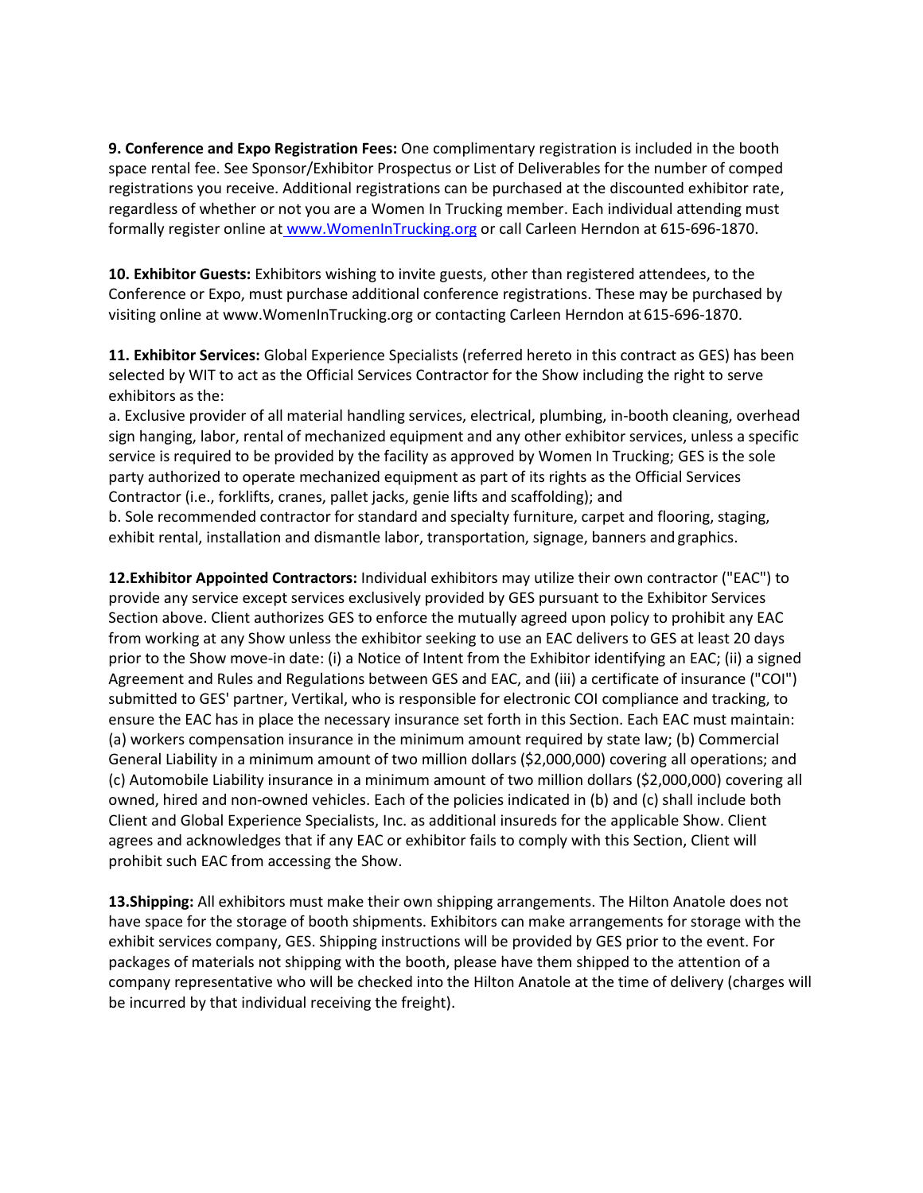**9. Conference and Expo Registration Fees:** One complimentary registration is included in the booth space rental fee. See Sponsor/Exhibitor Prospectus or List of Deliverables for the number of comped registrations you receive. Additional registrations can be purchased at the discounted exhibitor rate, regardless of whether or not you are a Women In Trucking member. Each individual attending must formally register online at www.WomenInTrucking.org or call Carleen Herndon at 615-696-1870.

**10. Exhibitor Guests:** Exhibitors wishing to invite guests, other than registered attendees, to the Conference or Expo, must purchase additional conference registrations. These may be purchased by visiting online at www.WomenInTrucking.org or contacting Carleen Herndon at 615-696-1870.

**11. Exhibitor Services:** Global Experience Specialists (referred hereto in this contract as GES) has been selected by WIT to act as the Official Services Contractor for the Show including the right to serve exhibitors as the:

a. Exclusive provider of all material handling services, electrical, plumbing, in-booth cleaning, overhead sign hanging, labor, rental of mechanized equipment and any other exhibitor services, unless a specific service is required to be provided by the facility as approved by Women In Trucking; GES is the sole party authorized to operate mechanized equipment as part of its rights as the Official Services Contractor (i.e., forklifts, cranes, pallet jacks, genie lifts and scaffolding); and

b. Sole recommended contractor for standard and specialty furniture, carpet and flooring, staging, exhibit rental, installation and dismantle labor, transportation, signage, banners and graphics.

**12.Exhibitor Appointed Contractors:** Individual exhibitors may utilize their own contractor ("EAC") to provide any service except services exclusively provided by GES pursuant to the Exhibitor Services Section above. Client authorizes GES to enforce the mutually agreed upon policy to prohibit any EAC from working at any Show unless the exhibitor seeking to use an EAC delivers to GES at least 20 days prior to the Show move-in date: (i) a Notice of Intent from the Exhibitor identifying an EAC; (ii) a signed Agreement and Rules and Regulations between GES and EAC, and (iii) a certificate of insurance ("COI") submitted to GES' partner, Vertikal, who is responsible for electronic COI compliance and tracking, to ensure the EAC has in place the necessary insurance set forth in this Section. Each EAC must maintain: (a) workers compensation insurance in the minimum amount required by state law; (b) Commercial General Liability in a minimum amount of two million dollars ($2,000,000) covering all operations; and (c) Automobile Liability insurance in a minimum amount of two million dollars ($2,000,000) covering all owned, hired and non-owned vehicles. Each of the policies indicated in (b) and (c) shall include both Client and Global Experience Specialists, Inc. as additional insureds for the applicable Show. Client agrees and acknowledges that if any EAC or exhibitor fails to comply with this Section, Client will prohibit such EAC from accessing the Show.

**13.Shipping:** All exhibitors must make their own shipping arrangements. The Hilton Anatole does not have space for the storage of booth shipments. Exhibitors can make arrangements for storage with the exhibit services company, GES. Shipping instructions will be provided by GES prior to the event. For packages of materials not shipping with the booth, please have them shipped to the attention of a company representative who will be checked into the Hilton Anatole at the time of delivery (charges will be incurred by that individual receiving the freight).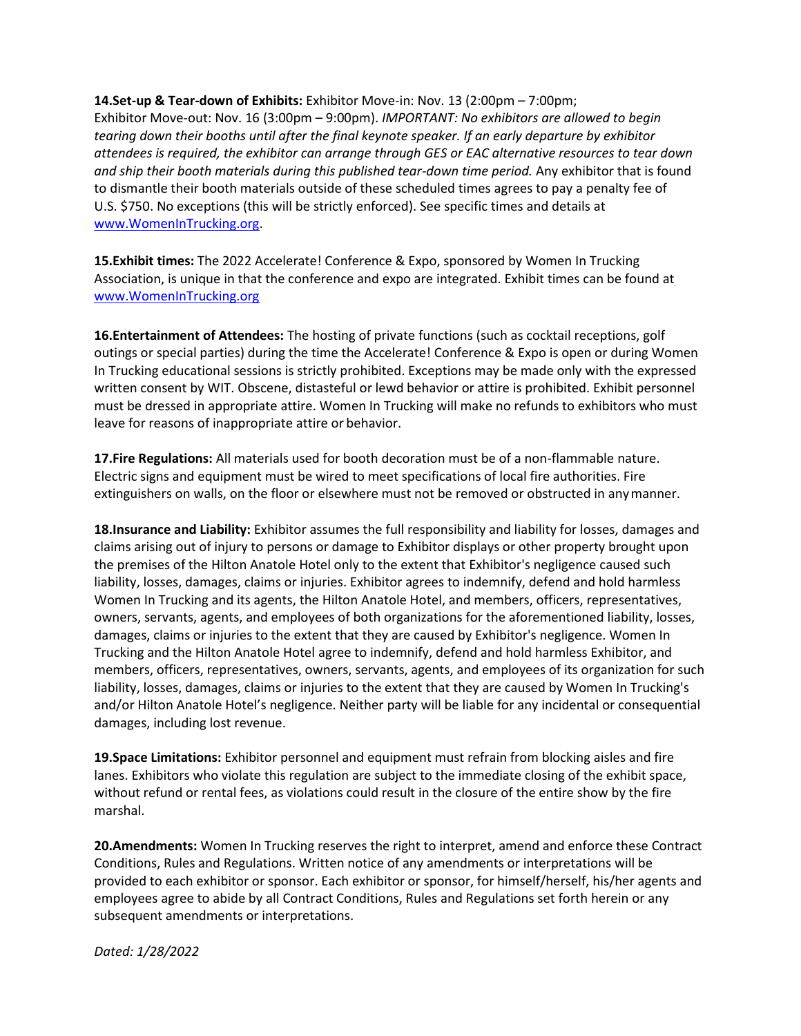**14.Set-up & Tear-down of Exhibits:** Exhibitor Move-in: Nov. 13 (2:00pm – 7:00pm; Exhibitor Move-out: Nov. 16 (3:00pm – 9:00pm). *IMPORTANT: No exhibitors are allowed to begin tearing down their booths until after the final keynote speaker. If an early departure by exhibitor attendees is required, the exhibitor can arrange through GES or EAC alternative resources to tear down and ship their booth materials during this published tear-down time period.* Any exhibitor that is found to dismantle their booth materials outside of these scheduled times agrees to pay a penalty fee of U.S. $750. No exceptions (this will be strictly enforced). See specific times and details at www.WomenInTrucking.org.

**15.Exhibit times:** The 2022 Accelerate! Conference & Expo, sponsored by Women In Trucking Association, is unique in that the conference and expo are integrated. Exhibit times can be found at www.WomenInTrucking.org

**16.Entertainment of Attendees:** The hosting of private functions (such as cocktail receptions, golf outings or special parties) during the time the Accelerate! Conference & Expo is open or during Women In Trucking educational sessions is strictly prohibited. Exceptions may be made only with the expressed written consent by WIT. Obscene, distasteful or lewd behavior or attire is prohibited. Exhibit personnel must be dressed in appropriate attire. Women In Trucking will make no refunds to exhibitors who must leave for reasons of inappropriate attire or behavior.

**17.Fire Regulations:** All materials used for booth decoration must be of a non-flammable nature. Electric signs and equipment must be wired to meet specifications of local fire authorities. Fire extinguishers on walls, on the floor or elsewhere must not be removed or obstructed in any manner.

**18.Insurance and Liability:** Exhibitor assumes the full responsibility and liability for losses, damages and claims arising out of injury to persons or damage to Exhibitor displays or other property brought upon the premises of the Hilton Anatole Hotel only to the extent that Exhibitor's negligence caused such liability, losses, damages, claims or injuries. Exhibitor agrees to indemnify, defend and hold harmless Women In Trucking and its agents, the Hilton Anatole Hotel, and members, officers, representatives, owners, servants, agents, and employees of both organizations for the aforementioned liability, losses, damages, claims or injuries to the extent that they are caused by Exhibitor's negligence. Women In Trucking and the Hilton Anatole Hotel agree to indemnify, defend and hold harmless Exhibitor, and members, officers, representatives, owners, servants, agents, and employees of its organization for such liability, losses, damages, claims or injuries to the extent that they are caused by Women In Trucking's and/or Hilton Anatole Hotel's negligence. Neither party will be liable for any incidental or consequential damages, including lost revenue.

**19.Space Limitations:** Exhibitor personnel and equipment must refrain from blocking aisles and fire lanes. Exhibitors who violate this regulation are subject to the immediate closing of the exhibit space, without refund or rental fees, as violations could result in the closure of the entire show by the fire marshal.

**20.Amendments:** Women In Trucking reserves the right to interpret, amend and enforce these Contract Conditions, Rules and Regulations. Written notice of any amendments or interpretations will be provided to each exhibitor or sponsor. Each exhibitor or sponsor, for himself/herself, his/her agents and employees agree to abide by all Contract Conditions, Rules and Regulations set forth herein or any subsequent amendments or interpretations.

*Dated: 1/28/2022*